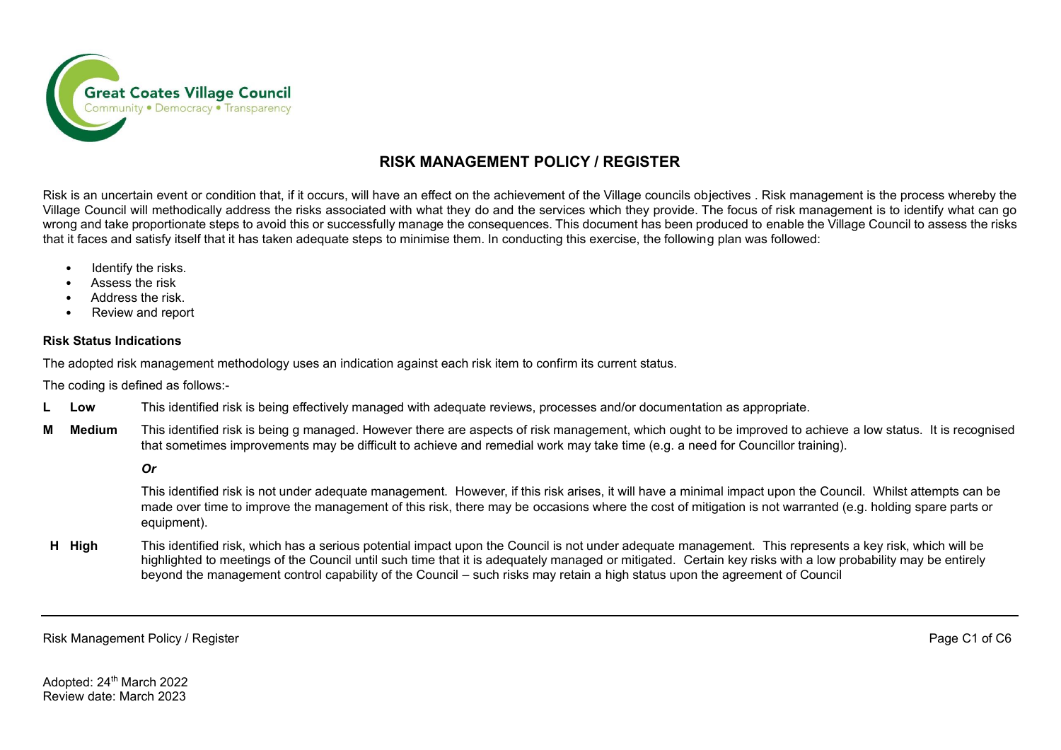Great Coates Village Council
Community • Democracy • Transparency

# RISK MANAGEMENT POLICY / REGISTER

Risk is an uncertain event or condition that, if it occurs, will have an effect on the achievement of the Village councils objectives . Risk management is the process whereby the Village Council will methodically address the risks associated with what they do and the services which they provide. The focus of risk management is to identify what can go wrong and take proportionate steps to avoid this or successfully manage the consequences. This document has been produced to enable the Village Council to assess the risks that it faces and satisfy itself that it has taken adequate steps to minimise them. In conducting this exercise, the following plan was followed:

- Identify the risks.
- Assess the risk
- Address the risk.
- Review and report

**Risk Status Indications**

The adopted risk management methodology uses an indication against each risk item to confirm its current status.

The coding is defined as follows:-

**L Low** This identified risk is being effectively managed with adequate reviews, processes and/or documentation as appropriate.

**M Medium** This identified risk is being g managed. However there are aspects of risk management, which ought to be improved to achieve a low status. It is recognised that sometimes improvements may be difficult to achieve and remedial work may take time (e.g. a need for Councillor training).

***Or***

This identified risk is not under adequate management. However, if this risk arises, it will have a minimal impact upon the Council. Whilst attempts can be made over time to improve the management of this risk, there may be occasions where the cost of mitigation is not warranted (e.g. holding spare parts or equipment).

**H High** This identified risk, which has a serious potential impact upon the Council is not under adequate management. This represents a key risk, which will be highlighted to meetings of the Council until such time that it is adequately managed or mitigated. Certain key risks with a low probability may be entirely beyond the management control capability of the Council – such risks may retain a high status upon the agreement of Council

Adopted: 24th March 2022
Review date: March 2023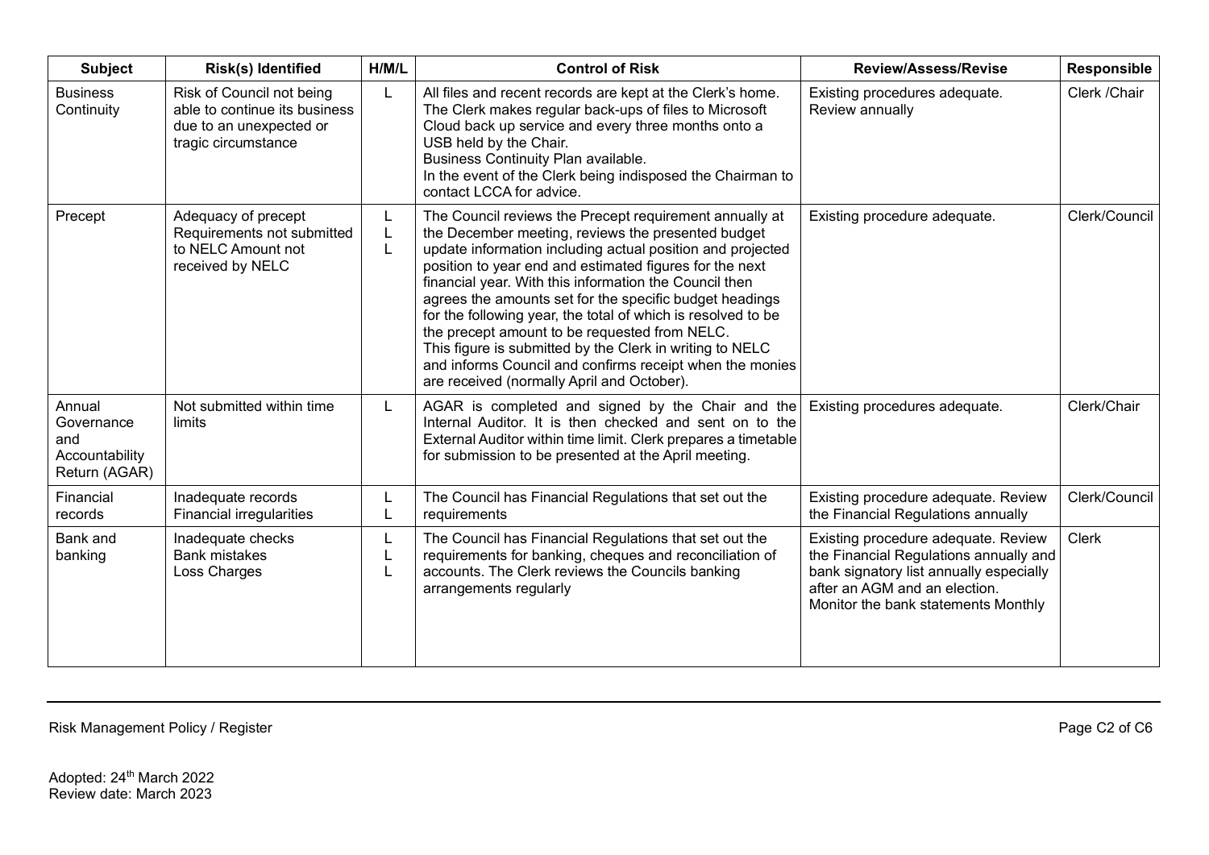| Subject | Risk(s) Identified | H/M/L | Control of Risk | Review/Assess/Revise | Responsible |
|---|---|---|---|---|---|
| Business Continuity | Risk of Council not being able to continue its business due to an unexpected or tragic circumstance | L | All files and recent records are kept at the Clerk's home. The Clerk makes regular back-ups of files to Microsoft Cloud back up service and every three months onto a USB held by the Chair.<br>Business Continuity Plan available.<br>In the event of the Clerk being indisposed the Chairman to contact LCCA for advice. | Existing procedures adequate.<br>Review annually | Clerk /Chair |
| Precept | Adequacy of precept<br>Requirements not submitted to NELC Amount not received by NELC | L<br>L<br>L | The Council reviews the Precept requirement annually at the December meeting, reviews the presented budget update information including actual position and projected position to year end and estimated figures for the next financial year. With this information the Council then agrees the amounts set for the specific budget headings for the following year, the total of which is resolved to be the precept amount to be requested from NELC.<br>This figure is submitted by the Clerk in writing to NELC and informs Council and confirms receipt when the monies are received (normally April and October). | Existing procedure adequate. | Clerk/Council |
| Annual Governance and Accountability Return (AGAR) | Not submitted within time limits | L | AGAR is completed and signed by the Chair and the Internal Auditor. It is then checked and sent on to the External Auditor within time limit. Clerk prepares a timetable for submission to be presented at the April meeting. | Existing procedures adequate. | Clerk/Chair |
| Financial records | Inadequate records<br>Financial irregularities | L<br>L | The Council has Financial Regulations that set out the requirements | Existing procedure adequate. Review the Financial Regulations annually | Clerk/Council |
| Bank and banking | Inadequate checks<br>Bank mistakes<br>Loss Charges | L<br>L<br>L | The Council has Financial Regulations that set out the requirements for banking, cheques and reconciliation of accounts. The Clerk reviews the Councils banking arrangements regularly | Existing procedure adequate. Review the Financial Regulations annually and bank signatory list annually especially after an AGM and an election.<br>Monitor the bank statements Monthly | Clerk |

Adopted: 24th March 2022
Review date: March 2023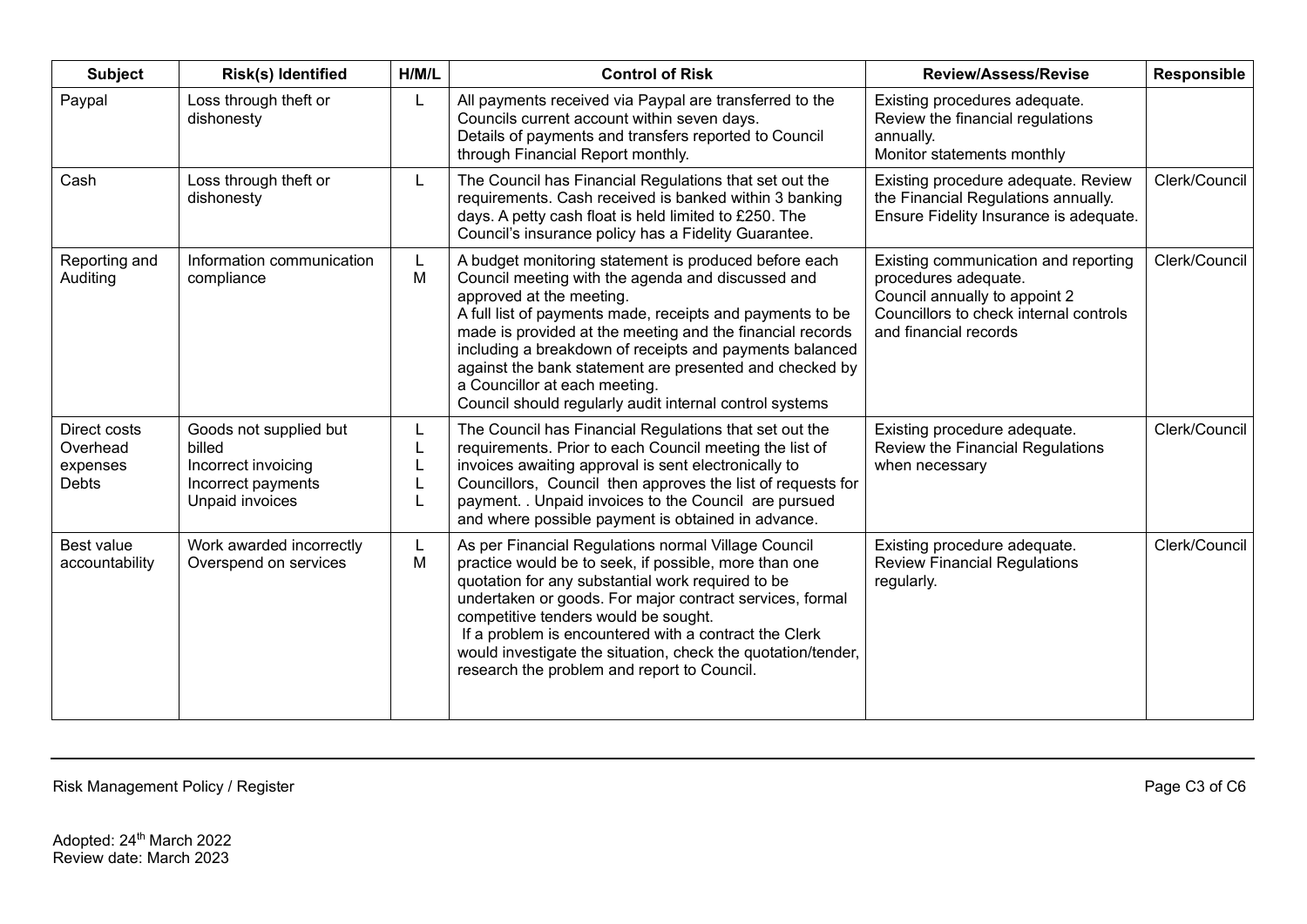| Subject | Risk(s) Identified | H/M/L | Control of Risk | Review/Assess/Revise | Responsible |
|---|---|---|---|---|---|
| Paypal | Loss through theft or dishonesty | L | All payments received via Paypal are transferred to the Councils current account within seven days.<br>Details of payments and transfers reported to Council through Financial Report monthly. | Existing procedures adequate.<br>Review the financial regulations annually.<br>Monitor statements monthly | |
| Cash | Loss through theft or dishonesty | L | The Council has Financial Regulations that set out the requirements. Cash received is banked within 3 banking days. A petty cash float is held limited to £250. The Council's insurance policy has a Fidelity Guarantee. | Existing procedure adequate. Review the Financial Regulations annually. Ensure Fidelity Insurance is adequate. | Clerk/Council |
| Reporting and Auditing | Information communication compliance | L<br>M | A budget monitoring statement is produced before each Council meeting with the agenda and discussed and approved at the meeting.<br>A full list of payments made, receipts and payments to be made is provided at the meeting and the financial records including a breakdown of receipts and payments balanced against the bank statement are presented and checked by a Councillor at each meeting.<br>Council should regularly audit internal control systems | Existing communication and reporting procedures adequate.<br>Council annually to appoint 2 Councillors to check internal controls and financial records | Clerk/Council |
| Direct costs<br>Overhead expenses<br>Debts | Goods not supplied but billed<br>Incorrect invoicing<br>Incorrect payments<br>Unpaid invoices | L<br>L<br>L<br>L<br>L | The Council has Financial Regulations that set out the requirements. Prior to each Council meeting the list of invoices awaiting approval is sent electronically to Councillors, Council then approves the list of requests for payment. . Unpaid invoices to the Council are pursued and where possible payment is obtained in advance. | Existing procedure adequate.<br>Review the Financial Regulations when necessary | Clerk/Council |
| Best value accountability | Work awarded incorrectly<br>Overspend on services | L<br>M | As per Financial Regulations normal Village Council practice would be to seek, if possible, more than one quotation for any substantial work required to be undertaken or goods. For major contract services, formal competitive tenders would be sought.<br>If a problem is encountered with a contract the Clerk would investigate the situation, check the quotation/tender, research the problem and report to Council. | Existing procedure adequate.<br>Review Financial Regulations regularly. | Clerk/Council |

Risk Management Policy / Register

Adopted: 24th March 2022
Review date: March 2023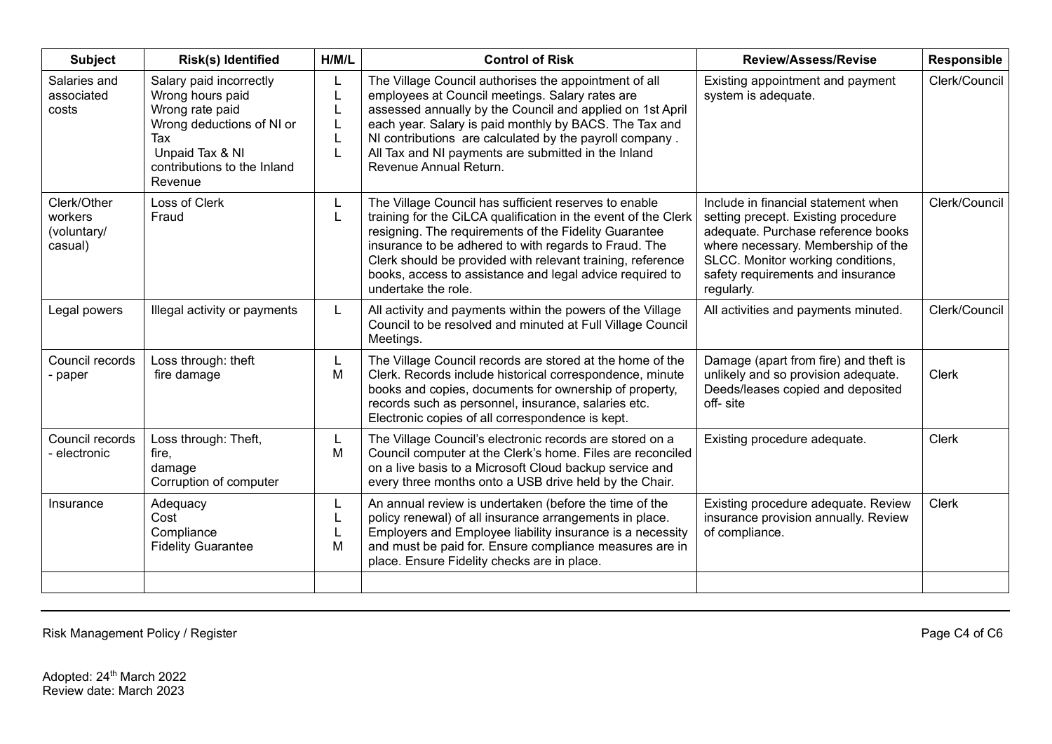| Subject | Risk(s) Identified | H/M/L | Control of Risk | Review/Assess/Revise | Responsible |
|---|---|---|---|---|---|
| Salaries and associated costs | Salary paid incorrectly<br>Wrong hours paid<br>Wrong rate paid<br>Wrong deductions of NI or Tax<br>Unpaid Tax & NI contributions to the Inland Revenue | L<br>L<br>L<br>L<br>L<br>L | The Village Council authorises the appointment of all employees at Council meetings. Salary rates are assessed annually by the Council and applied on 1st April each year. Salary is paid monthly by BACS. The Tax and NI contributions are calculated by the payroll company . All Tax and NI payments are submitted in the Inland Revenue Annual Return. | Existing appointment and payment system is adequate. | Clerk/Council |
| Clerk/Other workers (voluntary/ casual) | Loss of Clerk<br>Fraud | L<br>L | The Village Council has sufficient reserves to enable training for the CiLCA qualification in the event of the Clerk resigning. The requirements of the Fidelity Guarantee insurance to be adhered to with regards to Fraud. The Clerk should be provided with relevant training, reference books, access to assistance and legal advice required to undertake the role. | Include in financial statement when setting precept. Existing procedure adequate. Purchase reference books where necessary. Membership of the SLCC. Monitor working conditions, safety requirements and insurance regularly. | Clerk/Council |
| Legal powers | Illegal activity or payments | L | All activity and payments within the powers of the Village Council to be resolved and minuted at Full Village Council Meetings. | All activities and payments minuted. | Clerk/Council |
| Council records - paper | Loss through: theft<br>fire damage | L<br>M | The Village Council records are stored at the home of the Clerk. Records include historical correspondence, minute books and copies, documents for ownership of property, records such as personnel, insurance, salaries etc. Electronic copies of all correspondence is kept. | Damage (apart from fire) and theft is unlikely and so provision adequate. Deeds/leases copied and deposited off- site | Clerk |
| Council records - electronic | Loss through: Theft,<br>fire,<br>damage<br>Corruption of computer | L<br>M | The Village Council's electronic records are stored on a Council computer at the Clerk's home. Files are reconciled on a live basis to a Microsoft Cloud backup service and every three months onto a USB drive held by the Chair. | Existing procedure adequate. | Clerk |
| Insurance | Adequacy<br>Cost<br>Compliance<br>Fidelity Guarantee | L<br>L<br>L<br>M | An annual review is undertaken (before the time of the policy renewal) of all insurance arrangements in place. Employers and Employee liability insurance is a necessity and must be paid for. Ensure compliance measures are in place. Ensure Fidelity checks are in place. | Existing procedure adequate. Review insurance provision annually. Review of compliance. | Clerk |
| | | | | | |

Adopted: 24th March 2022
Review date: March 2023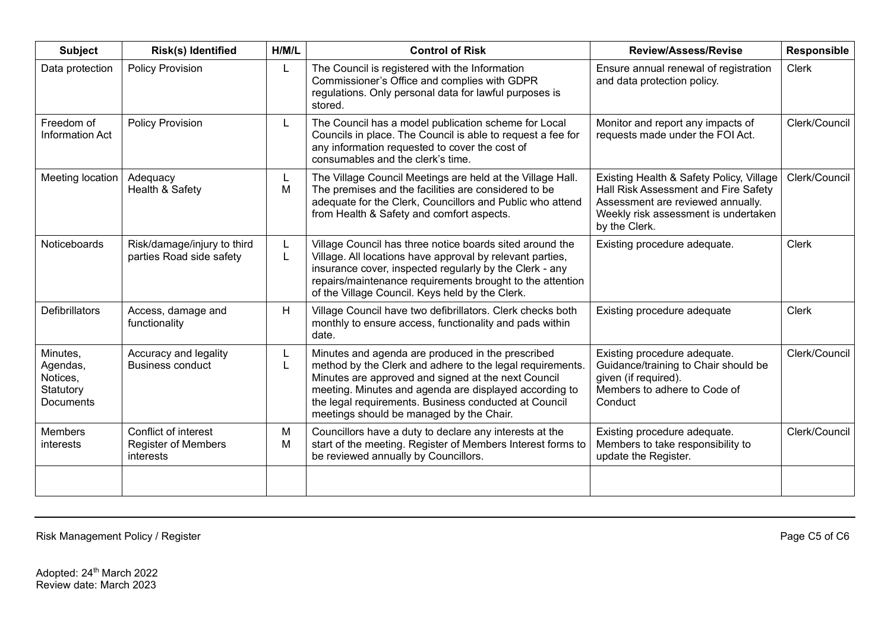| Subject | Risk(s) Identified | H/M/L | Control of Risk | Review/Assess/Revise | Responsible |
|---|---|---|---|---|---|
| Data protection | Policy Provision | L | The Council is registered with the Information Commissioner's Office and complies with GDPR regulations. Only personal data for lawful purposes is stored. | Ensure annual renewal of registration and data protection policy. | Clerk |
| Freedom of Information Act | Policy Provision | L | The Council has a model publication scheme for Local Councils in place. The Council is able to request a fee for any information requested to cover the cost of consumables and the clerk's time. | Monitor and report any impacts of requests made under the FOI Act. | Clerk/Council |
| Meeting location | Adequacy<br>Health & Safety | L<br>M | The Village Council Meetings are held at the Village Hall. The premises and the facilities are considered to be adequate for the Clerk, Councillors and Public who attend from Health & Safety and comfort aspects. | Existing Health & Safety Policy, Village Hall Risk Assessment and Fire Safety Assessment are reviewed annually. Weekly risk assessment is undertaken by the Clerk. | Clerk/Council |
| Noticeboards | Risk/damage/injury to third parties Road side safety | L<br>L | Village Council has three notice boards sited around the Village. All locations have approval by relevant parties, insurance cover, inspected regularly by the Clerk - any repairs/maintenance requirements brought to the attention of the Village Council. Keys held by the Clerk. | Existing procedure adequate. | Clerk |
| Defibrillators | Access, damage and functionality | H | Village Council have two defibrillators. Clerk checks both monthly to ensure access, functionality and pads within date. | Existing procedure adequate | Clerk |
| Minutes, Agendas, Notices, Statutory Documents | Accuracy and legality<br>Business conduct | L<br>L | Minutes and agenda are produced in the prescribed method by the Clerk and adhere to the legal requirements. Minutes are approved and signed at the next Council meeting. Minutes and agenda are displayed according to the legal requirements. Business conducted at Council meetings should be managed by the Chair. | Existing procedure adequate. Guidance/training to Chair should be given (if required). Members to adhere to Code of Conduct | Clerk/Council |
| Members interests | Conflict of interest<br>Register of Members interests | M<br>M | Councillors have a duty to declare any interests at the start of the meeting. Register of Members Interest forms to be reviewed annually by Councillors. | Existing procedure adequate. Members to take responsibility to update the Register. | Clerk/Council |
| | | | | | |

Risk Management Policy / Register

Adopted: 24th March 2022
Review date: March 2023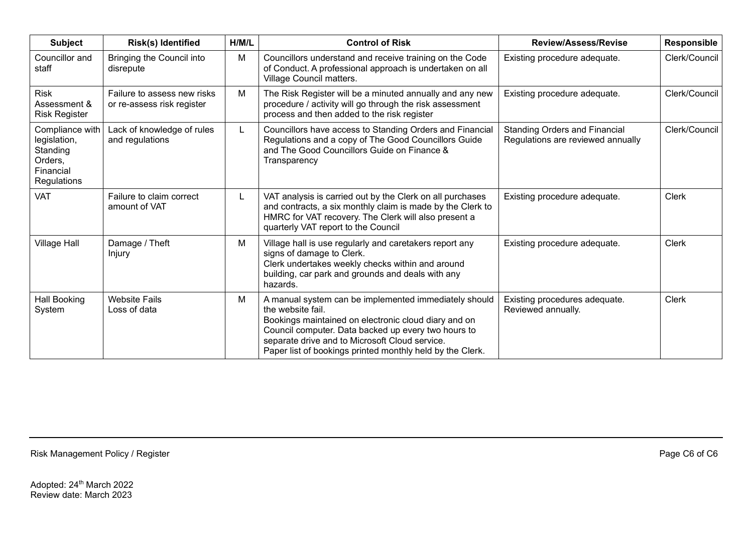| Subject | Risk(s) Identified | H/M/L | Control of Risk | Review/Assess/Revise | Responsible |
|---|---|---|---|---|---|
| Councillor and staff | Bringing the Council into disrepute | M | Councillors understand and receive training on the Code of Conduct. A professional approach is undertaken on all Village Council matters. | Existing procedure adequate. | Clerk/Council |
| Risk Assessment & Risk Register | Failure to assess new risks or re-assess risk register | M | The Risk Register will be a minuted annually and any new procedure / activity will go through the risk assessment process and then added to the risk register | Existing procedure adequate. | Clerk/Council |
| Compliance with legislation, Standing Orders, Financial Regulations | Lack of knowledge of rules and regulations | L | Councillors have access to Standing Orders and Financial Regulations and a copy of The Good Councillors Guide and The Good Councillors Guide on Finance & Transparency | Standing Orders and Financial Regulations are reviewed annually | Clerk/Council |
| VAT | Failure to claim correct amount of VAT | L | VAT analysis is carried out by the Clerk on all purchases and contracts, a six monthly claim is made by the Clerk to HMRC for VAT recovery. The Clerk will also present a quarterly VAT report to the Council | Existing procedure adequate. | Clerk |
| Village Hall | Damage / Theft<br>Injury | M | Village hall is use regularly and caretakers report any signs of damage to Clerk.<br>Clerk undertakes weekly checks within and around building, car park and grounds and deals with any hazards. | Existing procedure adequate. | Clerk |
| Hall Booking System | Website Fails<br>Loss of data | M | A manual system can be implemented immediately should the website fail.<br>Bookings maintained on electronic cloud diary and on Council computer. Data backed up every two hours to separate drive and to Microsoft Cloud service.<br>Paper list of bookings printed monthly held by the Clerk. | Existing procedures adequate.<br>Reviewed annually. | Clerk |

Adopted: 24th March 2022
Review date: March 2023